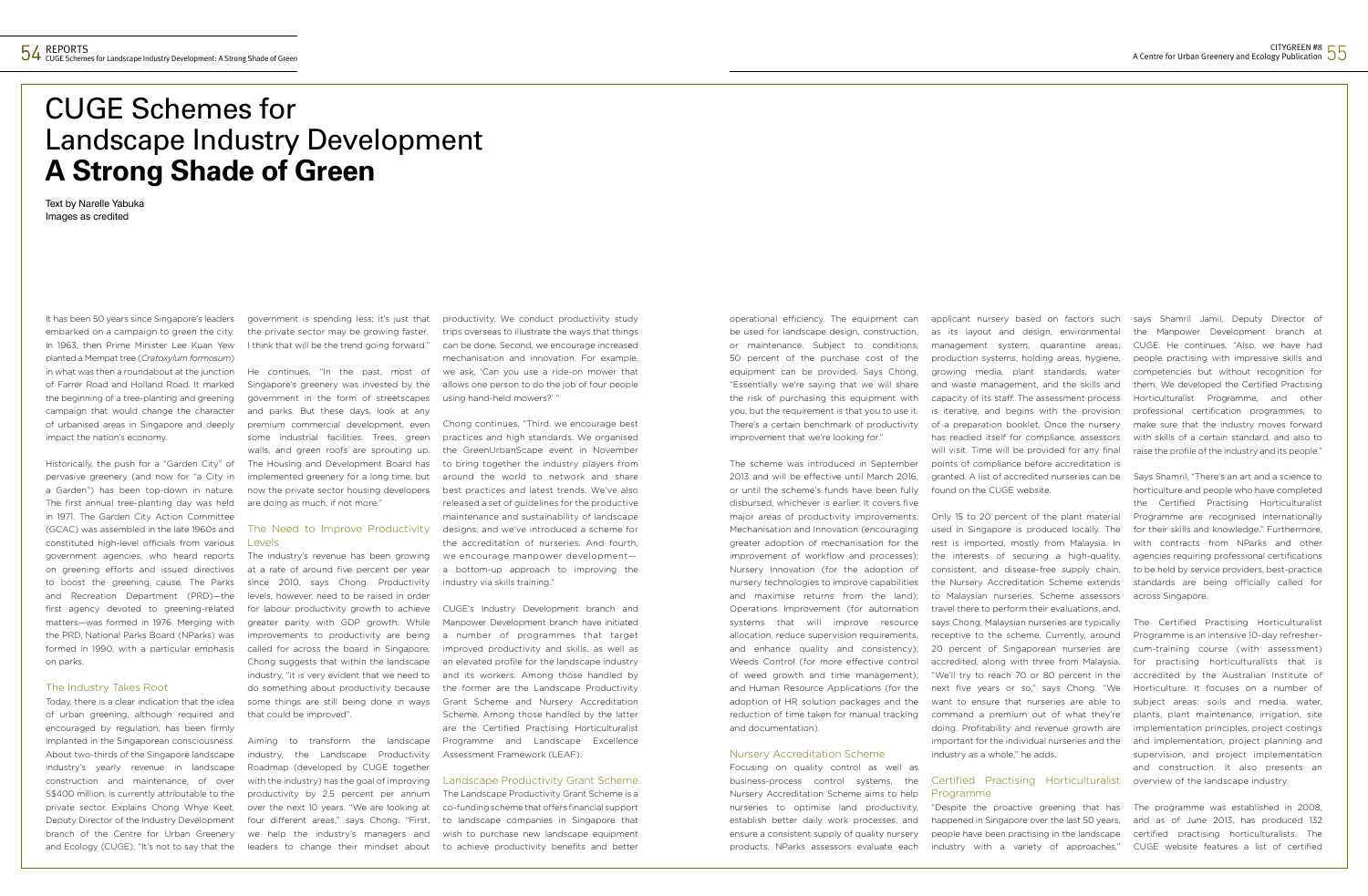# CUGE Schemes for Landscape Industry Development **A Strong Shade of Green**

Text by Narelle Yabuka
Images as credited

It has been 50 years since Singapore's leaders embarked on a campaign to green the city. In 1963, then Prime Minister Lee Kuan Yew planted a Mempat tree (*Cratoxylum formosum*) in what was then a roundabout at the junction of Farrer Road and Holland Road. It marked the beginning of a tree-planting and greening campaign that would change the character of urbanised areas in Singapore and deeply impact the nation's economy.

Historically, the push for a "Garden City" of pervasive greenery (and now for "a City in a Garden") has been top-down in nature. The first annual tree-planting day was held in 1971. The Garden City Action Committee (GCAC) was assembled in the late 1960s and constituted high-level officials from various government agencies, who heard reports on greening efforts and issued directives to boost the greening cause. The Parks and Recreation Department (PRD)—the first agency devoted to greening-related matters—was formed in 1976. Merging with the PRD, National Parks Board (NParks) was formed in 1990, with a particular emphasis on parks.

## The Industry Takes Root

Today, there is a clear indication that the idea of urban greening, although required and encouraged by regulation, has been firmly implanted in the Singaporean consciousness. About two-thirds of the Singapore landscape industry's yearly revenue in landscape construction and maintenance, of over S$400 million, is currently attributable to the private sector. Explains Chong Whye Keet, Deputy Director of the Industry Development branch of the Centre for Urban Greenery and Ecology (CUGE), "It's not to say that the government is spending less; it's just that the private sector may be growing faster. I think that will be the trend going forward."

He continues, "In the past, most of Singapore's greenery was invested by the government in the form of streetscapes and parks. But these days, look at any premium commercial development, even some industrial facilities. Trees, green walls, and green roofs are sprouting up. The Housing and Development Board has implemented greenery for a long time, but now the private sector housing developers are doing as much, if not more."

## The Need to Improve Productivity Levels

The industry's revenue has been growing at a rate of around five percent per year since 2010, says Chong. Productivity levels, however, need to be raised in order for labour productivity growth to achieve greater parity with GDP growth. While improvements to productivity are being called for across the board in Singapore, Chong suggests that within the landscape industry, "it is very evident that we need to do something about productivity because some things are still being done in ways that could be improved".

Aiming to transform the landscape industry, the Landscape Productivity Roadmap (developed by CUGE together with the industry) has the goal of improving productivity by 2.5 percent per annum over the next 10 years. "We are looking at four different areas," says Chong. "First, we help the industry's managers and leaders to change their mindset about productivity. We conduct productivity study trips overseas to illustrate the ways that things can be done. Second, we encourage increased mechanisation and innovation. For example, we ask, 'Can you use a ride-on mower that allows one person to do the job of four people using hand-held mowers?' "

Chong continues, "Third, we encourage best practices and high standards. We organised the GreenUrbanScape event in November to bring together the industry players from around the world to network and share best practices and latest trends. We've also released a set of guidelines for the productive maintenance and sustainability of landscape designs, and we've introduced a scheme for the accreditation of nurseries. And fourth, we encourage manpower development—a bottom-up approach to improving the industry via skills training."

CUGE's Industry Development branch and Manpower Development branch have initiated a number of programmes that target improved productivity and skills, as well as an elevated profile for the landscape industry and its workers. Among those handled by the former are the Landscape Productivity Grant Scheme and Nursery Accreditation Scheme. Among those handled by the latter are the Certified Practising Horticulturalist Programme and Landscape Excellence Assessment Framework (LEAF).

## Landscape Productivity Grant Scheme

The Landscape Productivity Grant Scheme is a co-funding scheme that offers financial support to landscape companies in Singapore that wish to purchase new landscape equipment to achieve productivity benefits and better operational efficiency. The equipment can be used for landscape design, construction, or maintenance. Subject to conditions, 50 percent of the purchase cost of the equipment can be provided. Says Chong, "Essentially we're saying that we will share the risk of purchasing this equipment with you, but the requirement is that you to use it. There's a certain benchmark of productivity improvement that we're looking for."

The scheme was introduced in September 2013 and will be effective until March 2016, or until the scheme's funds have been fully disbursed, whichever is earlier. It covers five major areas of productivity improvements: Mechanisation and Innovation (encouraging greater adoption of mechanisation for the improvement of workflow and processes); Nursery Innovation (for the adoption of nursery technologies to improve capabilities and maximise returns from the land); Operations Improvement (for automation systems that will improve resource allocation, reduce supervision requirements, and enhance quality and consistency); Weeds Control (for more effective control of weed growth and time management); and Human Resource Applications (for the adoption of HR solution packages and the reduction of time taken for manual tracking and documentation).

## Nursery Accreditation Scheme

Focusing on quality control as well as business-process control systems, the Nursery Accreditation Scheme aims to help nurseries to optimise land productivity, establish better daily work processes, and ensure a consistent supply of quality nursery products. NParks assessors evaluate each applicant nursery based on factors such as its layout and design, environmental management system, quarantine areas, production systems, holding areas, hygiene, growing media, plant standards, water and waste management, and the skills and capacity of its staff. The assessment process is iterative, and begins with the provision of a preparation booklet. Once the nursery has readied itself for compliance, assessors will visit. Time will be provided for any final points of compliance before accreditation is granted. A list of accredited nurseries can be found on the CUGE website.

Only 15 to 20 percent of the plant material used in Singapore is produced locally. The rest is imported, mostly from Malaysia. In the interests of securing a high-quality, consistent, and disease-free supply chain, the Nursery Accreditation Scheme extends to Malaysian nurseries. Scheme assessors travel there to perform their evaluations, and, says Chong, Malaysian nurseries are typically receptive to the scheme. Currently, around 20 percent of Singaporean nurseries are accredited, along with three from Malaysia. "We'll try to reach 70 or 80 percent in the next five years or so," says Chong. "We want to ensure that nurseries are able to command a premium out of what they're doing. Profitability and revenue growth are important for the individual nurseries and the industry as a whole," he adds.

## Certified Practising Horticulturalist Programme

"Despite the proactive greening that has happened in Singapore over the last 50 years, people have been practising in the landscape industry with a variety of approaches," says Shamril Jamil, Deputy Director of the Manpower Development branch at CUGE. He continues, "Also, we have had people practising with impressive skills and competencies but without recognition for them. We developed the Certified Practising Horticulturalist Programme, and other professional certification programmes, to make sure that the industry moves forward with skills of a certain standard, and also to raise the profile of the industry and its people."

Says Shamril, "There's an art and a science to horticulture and people who have completed the Certified Practising Horticulturalist Programme are recognised internationally for their skills and knowledge." Furthermore, with contracts from NParks and other agencies requiring professional certifications to be held by service providers, best-practice standards are being officially called for across Singapore.

The Certified Practising Horticulturalist Programme is an intensive 10-day refresher-cum-training course (with assessment) for practising horticulturalists that is accredited by the Australian Institute of Horticulture. It focuses on a number of subject areas: soils and media, water, plants, plant maintenance, irrigation, site implementation principles, project costings and implementation, project planning and supervision, and project implementation and construction. It also presents an overview of the landscape industry.

The programme was established in 2008, and as of June 2013, has produced 132 certified practising horticulturalists. The CUGE website features a list of certified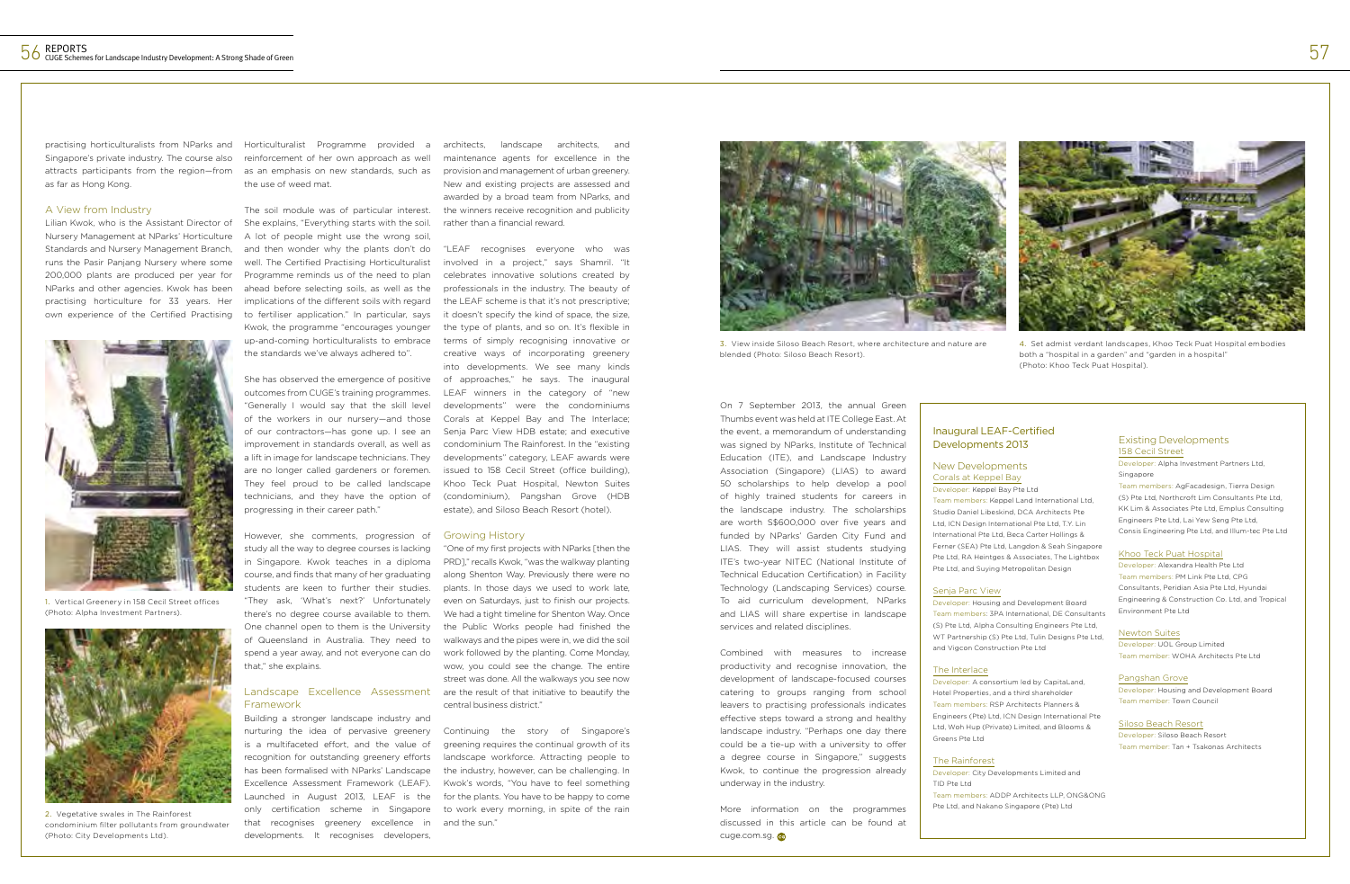practising horticulturalists from NParks and Singapore's private industry. The course also attracts participants from the region—from as far as Hong Kong.

## A View from Industry

Lilian Kwok, who is the Assistant Director of Nursery Management at NParks' Horticulture Standards and Nursery Management Branch, runs the Pasir Panjang Nursery where some 200,000 plants are produced per year for NParks and other agencies. Kwok has been practising horticulture for 33 years. Her own experience of the Certified Practising Horticulturalist Programme provided a reinforcement of her own approach as well as an emphasis on new standards, such as the use of weed mat.

The soil module was of particular interest. She explains, "Everything starts with the soil. A lot of people might use the wrong soil, and then wonder why the plants don't do well. The Certified Practising Horticulturalist Programme reminds us of the need to plan ahead before selecting soils, as well as the implications of the different soils with regard to fertiliser application." In particular, says Kwok, the programme "encourages younger up-and-coming horticulturalists to embrace the standards we've always adhered to".

She has observed the emergence of positive outcomes from CUGE's training programmes. "Generally I would say that the skill level of the workers in our nursery—and those of our contractors—has gone up. I see an improvement in standards overall, as well as a lift in image for landscape technicians. They are no longer called gardeners or foremen. They feel proud to be called landscape technicians, and they have the option of progressing in their career path."

However, she comments, progression of study all the way to degree courses is lacking in Singapore. Kwok teaches in a diploma course, and finds that many of her graduating students are keen to further their studies. "They ask, 'What's next?' Unfortunately there's no degree course available to them. One channel open to them is the University of Queensland in Australia. They need to spend a year away, and not everyone can do that," she explains.

## Landscape Excellence Assessment Framework

Building a stronger landscape industry and nurturing the idea of pervasive greenery is a multifaceted effort, and the value of recognition for outstanding greenery efforts has been formalised with NParks' Landscape Excellence Assessment Framework (LEAF). Launched in August 2013, LEAF is the only certification scheme in Singapore that recognises greenery excellence in developments. It recognises developers, architects, landscape architects, and maintenance agents for excellence in the provision and management of urban greenery. New and existing projects are assessed and awarded by a broad team from NParks, and the winners receive recognition and publicity rather than a financial reward.

"LEAF recognises everyone who was involved in a project," says Shamril. "It celebrates innovative solutions created by professionals in the industry. The beauty of the LEAF scheme is that it's not prescriptive; it doesn't specify the kind of space, the size, the type of plants, and so on. It's flexible in terms of simply recognising innovative or creative ways of incorporating greenery into developments. We see many kinds of approaches," he says. The inaugural LEAF winners in the category of "new developments" were the condominiums Corals at Keppel Bay and The Interlace; Senja Parc View HDB estate; and executive condominium The Rainforest. In the "existing developments" category, LEAF awards were issued to 158 Cecil Street (office building), Khoo Teck Puat Hospital, Newton Suites (condominium), Pangshan Grove (HDB estate), and Siloso Beach Resort (hotel).

## Growing History

"One of my first projects with NParks [then the PRD]," recalls Kwok, "was the walkway planting along Shenton Way. Previously there were no plants. In those days we used to work late, even on Saturdays, just to finish our projects. We had a tight timeline for Shenton Way. Once the Public Works people had finished the walkways and the pipes were in, we did the soil work followed by the planting. Come Monday, wow, you could see the change. The entire street was done. All the walkways you see now are the result of that initiative to beautify the central business district."

Continuing the story of Singapore's greening requires the continual growth of its landscape workforce. Attracting people to the industry, however, can be challenging. In Kwok's words, "You have to feel something for the plants. You have to be happy to come to work every morning, in spite of the rain and the sun."

1. Vertical Greenery in 158 Cecil Street offices (Photo: Alpha Investment Partners).

2. Vegetative swales in The Rainforest condominium filter pollutants from groundwater (Photo: City Developments Ltd).

3. View inside Siloso Beach Resort, where architecture and nature are blended (Photo: Siloso Beach Resort).

4. Set admist verdant landscapes, Khoo Teck Puat Hospital embodies both a "hospital in a garden" and "garden in a hospital" (Photo: Khoo Teck Puat Hospital).

On 7 September 2013, the annual Green Thumbs event was held at ITE College East. At the event, a memorandum of understanding was signed by NParks, Institute of Technical Education (ITE), and Landscape Industry Association (Singapore) (LIAS) to award 50 scholarships to help develop a pool of highly trained students for careers in the landscape industry. The scholarships are worth S$600,000 over five years and funded by NParks' Garden City Fund and LIAS. They will assist students studying ITE's two-year NITEC (National Institute of Technical Education Certification) in Facility Technology (Landscaping Services) course. To aid curriculum development, NParks and LIAS will share expertise in landscape services and related disciplines.

Combined with measures to increase productivity and recognise innovation, the development of landscape-focused courses catering to groups ranging from school leavers to practising professionals indicates effective steps toward a strong and healthy landscape industry. "Perhaps one day there could be a tie-up with a university to offer a degree course in Singapore," suggests Kwok, to continue the progression already underway in the industry.

More information on the programmes discussed in this article can be found at cuge.com.sg.

## Inaugural LEAF-Certified Developments 2013

### New Developments

**Corals at Keppel Bay**
Developer: Keppel Bay Pte Ltd
Team members: Keppel Land International Ltd, Studio Daniel Libeskind, DCA Architects Pte Ltd, ICN Design International Pte Ltd, T.Y. Lin International Pte Ltd, Beca Carter Hollings & Ferner (SEA) Pte Ltd, Langdon & Seah Singapore Pte Ltd, RA Heintges & Associates, The Lightbox Pte Ltd, and Suying Metropolitan Design

**Senja Parc View**
Developer: Housing and Development Board
Team members: 3PA International, DE Consultants (S) Pte Ltd, Alpha Consulting Engineers Pte Ltd, WT Partnership (S) Pte Ltd, Tulin Designs Pte Ltd, and Vigcon Construction Pte Ltd

**The Interlace**
Developer: A consortium led by CapitaLand, Hotel Properties, and a third shareholder
Team members: RSP Architects Planners & Engineers (Pte) Ltd, ICN Design International Pte Ltd, Woh Hup (Private) Limited, and Blooms & Greens Pte Ltd

**The Rainforest**
Developer: City Developments Limited and TID Pte Ltd
Team members: ADDP Architects LLP, ONG&ONG Pte Ltd, and Nakano Singapore (Pte) Ltd

### Existing Developments

**158 Cecil Street**
Developer: Alpha Investment Partners Ltd, Singapore
Team members: AgFacadesign, Tierra Design (S) Pte Ltd, Northcroft Lim Consultants Pte Ltd, KK Lim & Associates Pte Ltd, Emplus Consulting Engineers Pte Ltd, Lai Yew Seng Pte Ltd, Consis Engineering Pte Ltd, and Illum-tec Pte Ltd

**Khoo Teck Puat Hospital**
Developer: Alexandra Health Pte Ltd
Team members: PM Link Pte Ltd, CPG Consultants, Peridian Asia Pte Ltd, Hyundai Engineering & Construction Co. Ltd, and Tropical Environment Pte Ltd

**Newton Suites**
Developer: UOL Group Limited
Team member: WOHA Architects Pte Ltd

**Pangshan Grove**
Developer: Housing and Development Board
Team member: Town Council

**Siloso Beach Resort**
Developer: Siloso Beach Resort
Team member: Tan + Tsakonas Architects